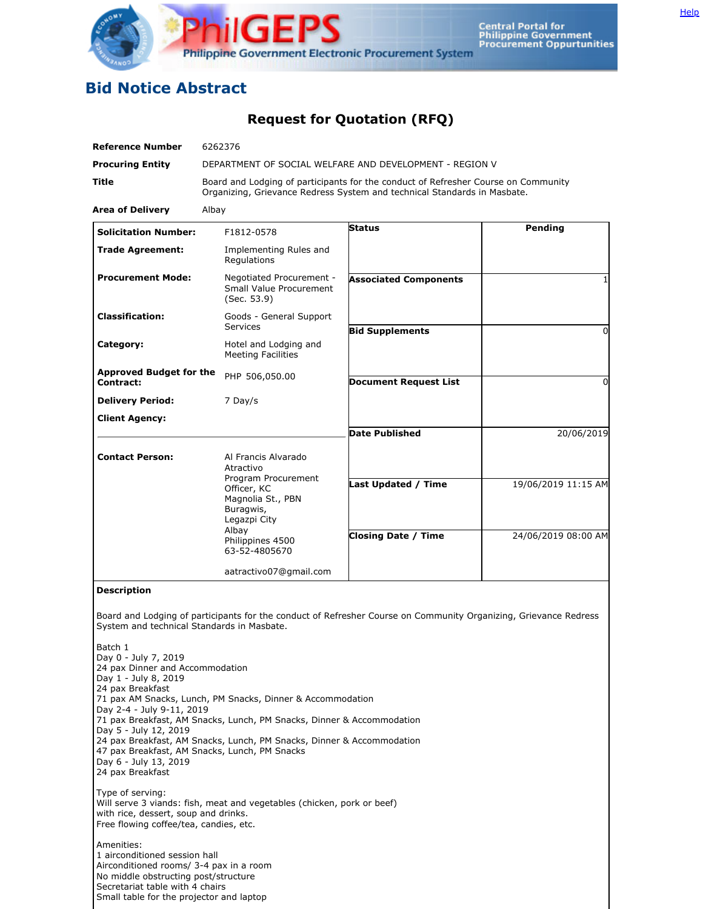# Bid Notice Abstract

## Request for Quotation (RFQ)

| | |
|---|---|
| **Reference Number** | 6262376 |
| **Procuring Entity** | DEPARTMENT OF SOCIAL WELFARE AND DEVELOPMENT - REGION V |
| **Title** | Board and Lodging of participants for the conduct of Refresher Course on Community Organizing, Grievance Redress System and technical Standards in Masbate. |
| **Area of Delivery** | Albay |

| | | | |
|---|---|---|---|
| **Solicitation Number:** | F1812-0578 | **Status** | Pending |
| **Trade Agreement:** | Implementing Rules and Regulations | | |
| **Procurement Mode:** | Negotiated Procurement - Small Value Procurement (Sec. 53.9) | **Associated Components** | 1 |
| **Classification:** | Goods - General Support Services | **Bid Supplements** | 0 |
| **Category:** | Hotel and Lodging and Meeting Facilities | | |
| **Approved Budget for the Contract:** | PHP 506,050.00 | **Document Request List** | 0 |
| **Delivery Period:** | 7 Day/s | | |
| **Client Agency:** | | **Date Published** | 20/06/2019 |
| **Contact Person:** | Al Francis Alvarado Atractivo<br>Program Procurement Officer, KC<br>Magnolia St., PBN Buragwis,<br>Legazpi City<br>Albay<br>Philippines 4500<br>63-52-4805670<br><br>aatractivo07@gmail.com | **Last Updated / Time** | 19/06/2019 11:15 AM |
| | | **Closing Date / Time** | 24/06/2019 08:00 AM |

**Description**

Board and Lodging of participants for the conduct of Refresher Course on Community Organizing, Grievance Redress System and technical Standards in Masbate.

Batch 1
Day 0 - July 7, 2019
24 pax Dinner and Accommodation
Day 1 - July 8, 2019
24 pax Breakfast
71 pax AM Snacks, Lunch, PM Snacks, Dinner & Accommodation
Day 2-4 - July 9-11, 2019
71 pax Breakfast, AM Snacks, Lunch, PM Snacks, Dinner & Accommodation
Day 5 - July 12, 2019
24 pax Breakfast, AM Snacks, Lunch, PM Snacks, Dinner & Accommodation
47 pax Breakfast, AM Snacks, Lunch, PM Snacks
Day 6 - July 13, 2019
24 pax Breakfast

Type of serving:
Will serve 3 viands: fish, meat and vegetables (chicken, pork or beef)
with rice, dessert, soup and drinks.
Free flowing coffee/tea, candies, etc.

Amenities:
1 airconditioned session hall
Airconditioned rooms/ 3-4 pax in a room
No middle obstructing post/structure
Secretariat table with 4 chairs
Small table for the projector and laptop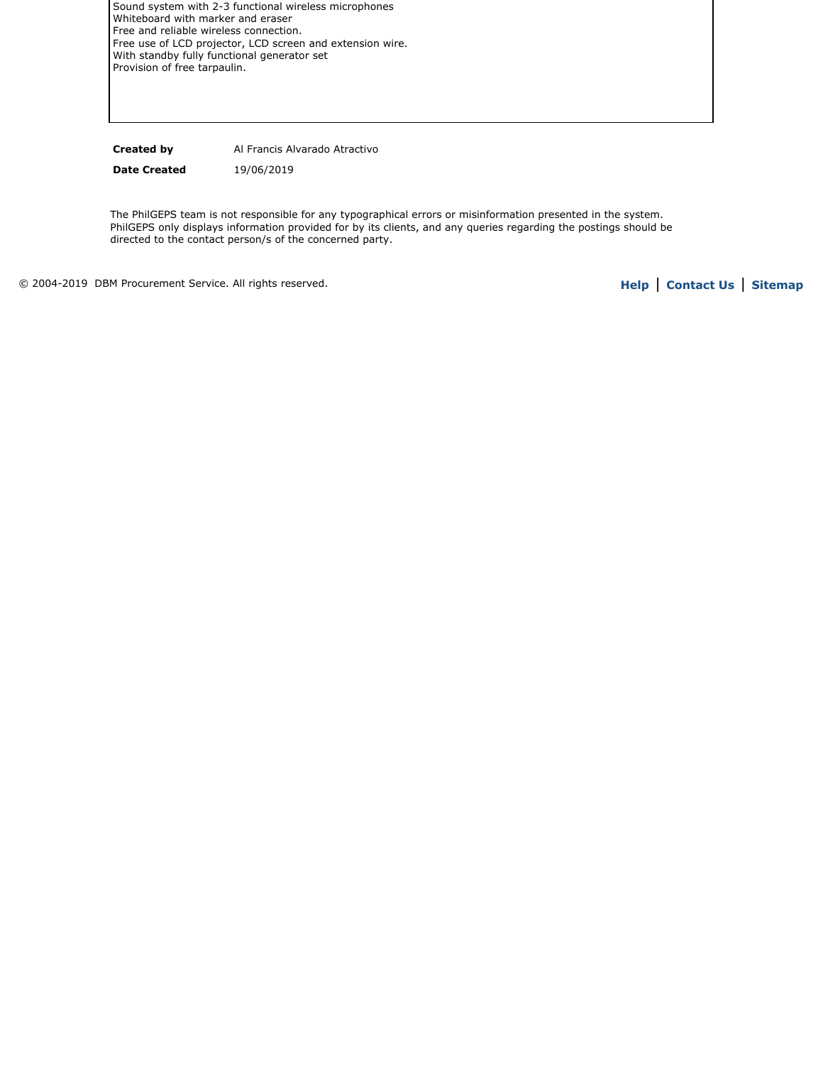Sound system with 2-3 functional wireless microphones
Whiteboard with marker and eraser
Free and reliable wireless connection.
Free use of LCD projector, LCD screen and extension wire.
With standby fully functional generator set
Provision of free tarpaulin.

| | |
|---|---|
| **Created by** | Al Francis Alvarado Atractivo |
| **Date Created** | 19/06/2019 |

The PhilGEPS team is not responsible for any typographical errors or misinformation presented in the system. PhilGEPS only displays information provided for by its clients, and any queries regarding the postings should be directed to the contact person/s of the concerned party.

© 2004-2019 DBM Procurement Service. All rights reserved.

**Help** | **Contact Us** | **Sitemap**